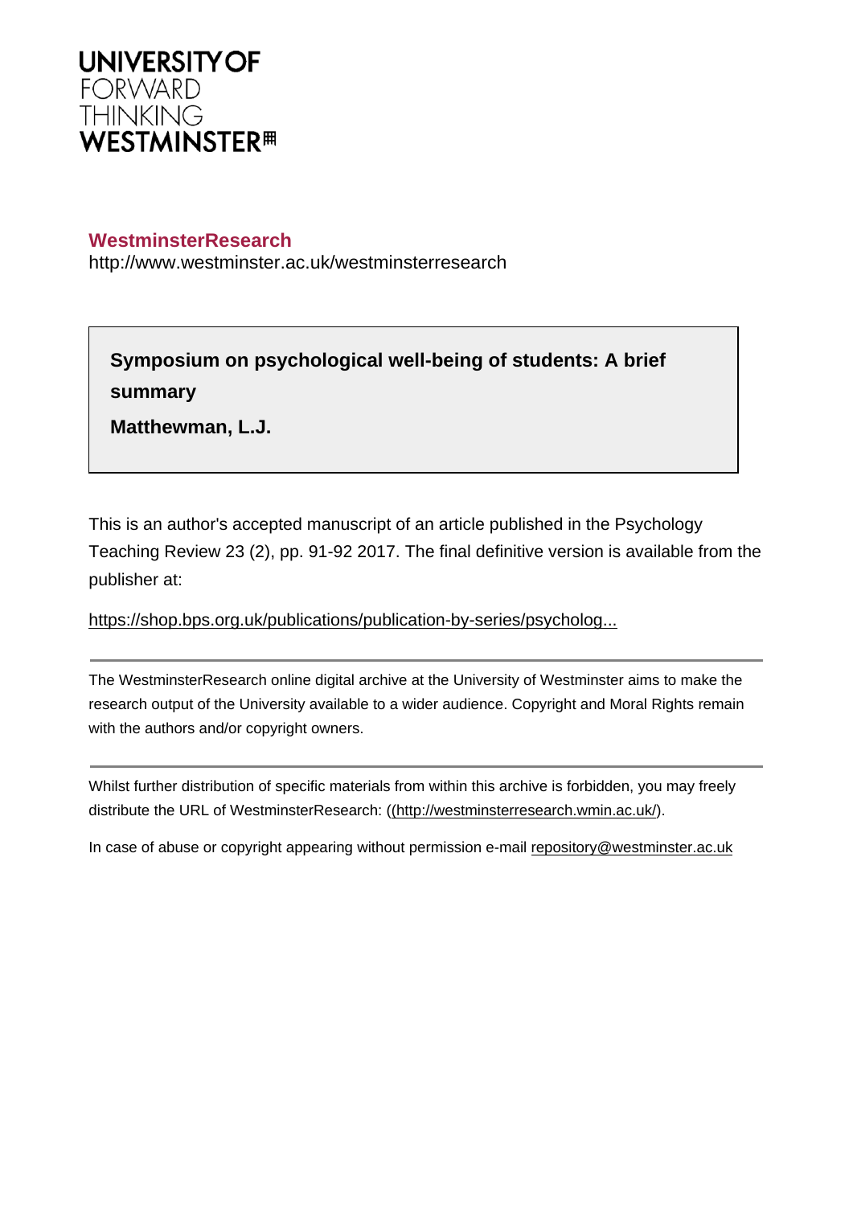**UNIVERSITY OF**
FORWARD
THINKING
**WESTMINSTER**

**WestminsterResearch**

http://www.westminster.ac.uk/westminsterresearch

**Symposium on psychological well-being of students: A brief summary**

**Matthewman, L.J.**

This is an author's accepted manuscript of an article published in the Psychology Teaching Review 23 (2), pp. 91-92 2017. The final definitive version is available from the publisher at:

https://shop.bps.org.uk/publications/publication-by-series/psycholog...

---

The WestminsterResearch online digital archive at the University of Westminster aims to make the research output of the University available to a wider audience. Copyright and Moral Rights remain with the authors and/or copyright owners.

---

Whilst further distribution of specific materials from within this archive is forbidden, you may freely distribute the URL of WestminsterResearch: ((http://westminsterresearch.wmin.ac.uk/).

In case of abuse or copyright appearing without permission e-mail repository@westminster.ac.uk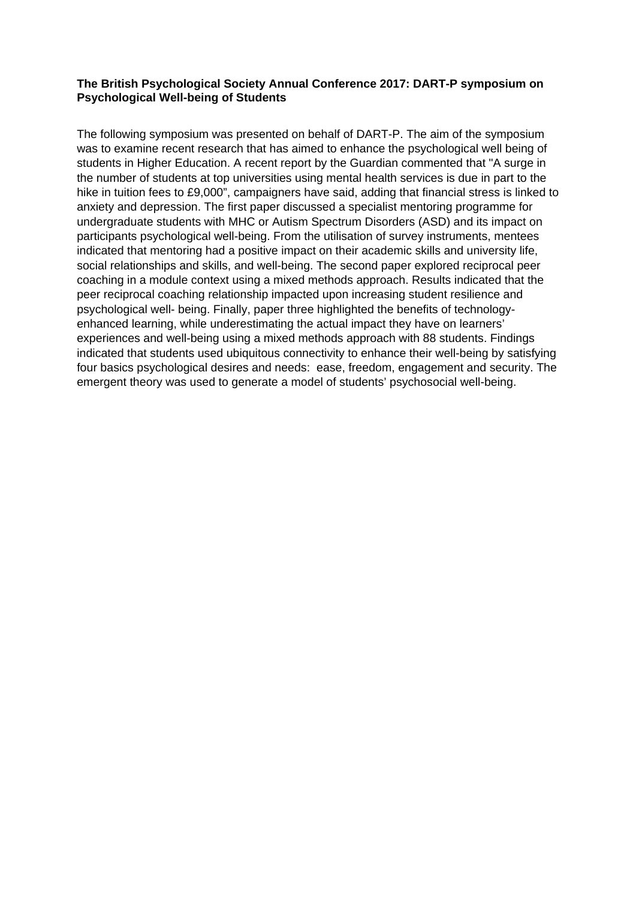**The British Psychological Society Annual Conference 2017: DART-P symposium on Psychological Well-being of Students**

The following symposium was presented on behalf of DART-P. The aim of the symposium was to examine recent research that has aimed to enhance the psychological well being of students in Higher Education. A recent report by the Guardian commented that "A surge in the number of students at top universities using mental health services is due in part to the hike in tuition fees to £9,000", campaigners have said, adding that financial stress is linked to anxiety and depression. The first paper discussed a specialist mentoring programme for undergraduate students with MHC or Autism Spectrum Disorders (ASD) and its impact on participants psychological well-being. From the utilisation of survey instruments, mentees indicated that mentoring had a positive impact on their academic skills and university life, social relationships and skills, and well-being. The second paper explored reciprocal peer coaching in a module context using a mixed methods approach. Results indicated that the peer reciprocal coaching relationship impacted upon increasing student resilience and psychological well- being. Finally, paper three highlighted the benefits of technology-enhanced learning, while underestimating the actual impact they have on learners' experiences and well-being using a mixed methods approach with 88 students. Findings indicated that students used ubiquitous connectivity to enhance their well-being by satisfying four basics psychological desires and needs: ease, freedom, engagement and security. The emergent theory was used to generate a model of students' psychosocial well-being.